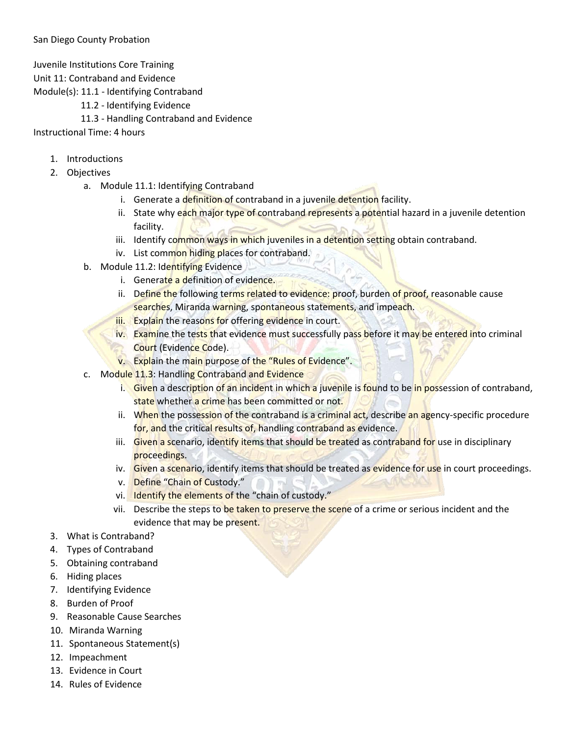San Diego County Probation

Juvenile Institutions Core Training
Unit 11: Contraband and Evidence
Module(s): 11.1 - Identifying Contraband
11.2 - Identifying Evidence
11.3 - Handling Contraband and Evidence
Instructional Time: 4 hours

1. Introductions
2. Objectives
   a. Module 11.1: Identifying Contraband
      i. Generate a definition of contraband in a juvenile detention facility.
      ii. State why each major type of contraband represents a potential hazard in a juvenile detention facility.
      iii. Identify common ways in which juveniles in a detention setting obtain contraband.
      iv. List common hiding places for contraband.
   b. Module 11.2: Identifying Evidence
      i. Generate a definition of evidence.
      ii. Define the following terms related to evidence: proof, burden of proof, reasonable cause searches, Miranda warning, spontaneous statements, and impeach.
      iii. Explain the reasons for offering evidence in court.
      iv. Examine the tests that evidence must successfully pass before it may be entered into criminal Court (Evidence Code).
      v. Explain the main purpose of the "Rules of Evidence".
   c. Module 11.3: Handling Contraband and Evidence
      i. Given a description of an incident in which a juvenile is found to be in possession of contraband, state whether a crime has been committed or not.
      ii. When the possession of the contraband is a criminal act, describe an agency-specific procedure for, and the critical results of, handling contraband as evidence.
      iii. Given a scenario, identify items that should be treated as contraband for use in disciplinary proceedings.
      iv. Given a scenario, identify items that should be treated as evidence for use in court proceedings.
      v. Define "Chain of Custody."
      vi. Identify the elements of the "chain of custody."
      vii. Describe the steps to be taken to preserve the scene of a crime or serious incident and the evidence that may be present.
3. What is Contraband?
4. Types of Contraband
5. Obtaining contraband
6. Hiding places
7. Identifying Evidence
8. Burden of Proof
9. Reasonable Cause Searches
10. Miranda Warning
11. Spontaneous Statement(s)
12. Impeachment
13. Evidence in Court
14. Rules of Evidence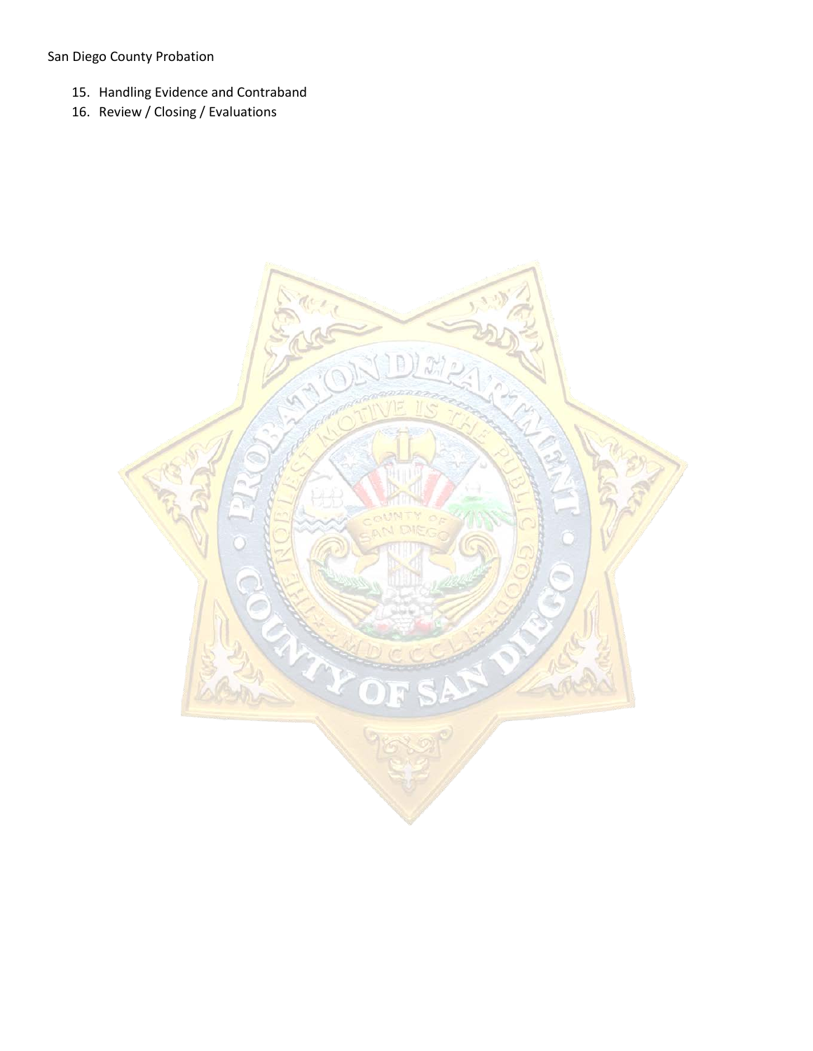15. Handling Evidence and Contraband
16. Review / Closing / Evaluations